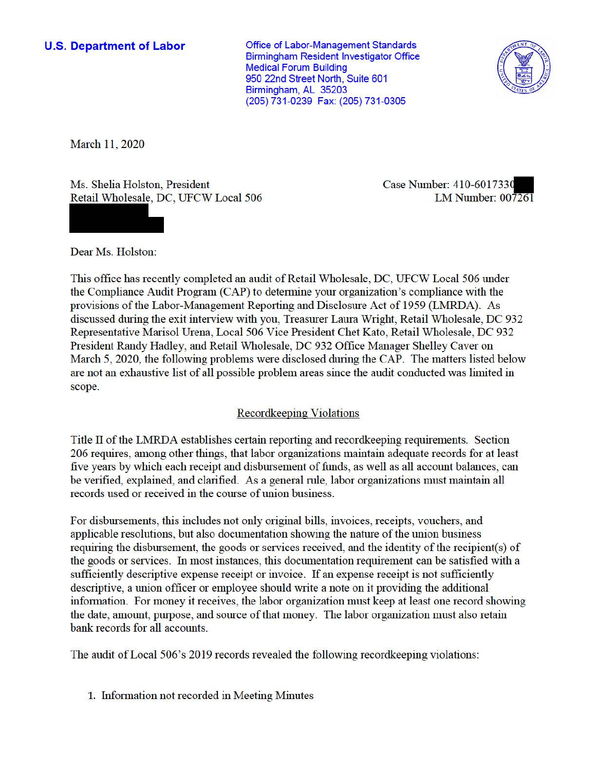**U.S. Department of Labor**

Office of Labor-Management Standards
Birmingham Resident Investigator Office
Medical Forum Building
950 22nd Street North, Suite 601
Birmingham, AL 35203
(205) 731-0239 Fax: (205) 731-0305

March 11, 2020

Ms. Shelia Holston, President
Retail Wholesale, DC, UFCW Local 506

Case Number: 410-6017330
LM Number: 007261

Dear Ms. Holston:

This office has recently completed an audit of Retail Wholesale, DC, UFCW Local 506 under the Compliance Audit Program (CAP) to determine your organization's compliance with the provisions of the Labor-Management Reporting and Disclosure Act of 1959 (LMRDA). As discussed during the exit interview with you, Treasurer Laura Wright, Retail Wholesale, DC 932 Representative Marisol Urena, Local 506 Vice President Chet Kato, Retail Wholesale, DC 932 President Randy Hadley, and Retail Wholesale, DC 932 Office Manager Shelley Caver on March 5, 2020, the following problems were disclosed during the CAP. The matters listed below are not an exhaustive list of all possible problem areas since the audit conducted was limited in scope.

## Recordkeeping Violations

Title II of the LMRDA establishes certain reporting and recordkeeping requirements. Section 206 requires, among other things, that labor organizations maintain adequate records for at least five years by which each receipt and disbursement of funds, as well as all account balances, can be verified, explained, and clarified. As a general rule, labor organizations must maintain all records used or received in the course of union business.

For disbursements, this includes not only original bills, invoices, receipts, vouchers, and applicable resolutions, but also documentation showing the nature of the union business requiring the disbursement, the goods or services received, and the identity of the recipient(s) of the goods or services. In most instances, this documentation requirement can be satisfied with a sufficiently descriptive expense receipt or invoice. If an expense receipt is not sufficiently descriptive, a union officer or employee should write a note on it providing the additional information. For money it receives, the labor organization must keep at least one record showing the date, amount, purpose, and source of that money. The labor organization must also retain bank records for all accounts.

The audit of Local 506's 2019 records revealed the following recordkeeping violations:

1. Information not recorded in Meeting Minutes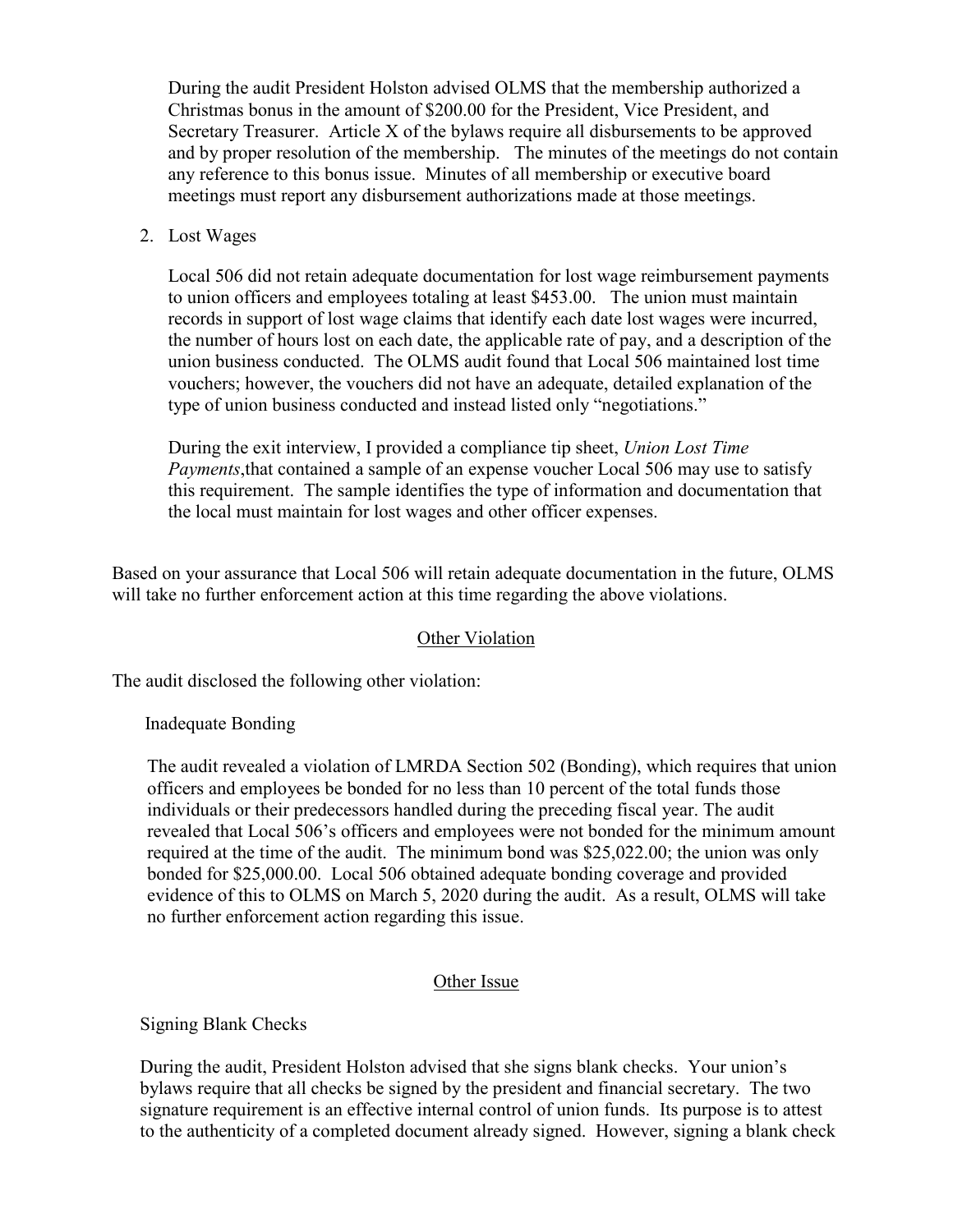During the audit President Holston advised OLMS that the membership authorized a Christmas bonus in the amount of $200.00 for the President, Vice President, and Secretary Treasurer. Article X of the bylaws require all disbursements to be approved and by proper resolution of the membership. The minutes of the meetings do not contain any reference to this bonus issue. Minutes of all membership or executive board meetings must report any disbursement authorizations made at those meetings.

2. Lost Wages

   Local 506 did not retain adequate documentation for lost wage reimbursement payments to union officers and employees totaling at least $453.00. The union must maintain records in support of lost wage claims that identify each date lost wages were incurred, the number of hours lost on each date, the applicable rate of pay, and a description of the union business conducted. The OLMS audit found that Local 506 maintained lost time vouchers; however, the vouchers did not have an adequate, detailed explanation of the type of union business conducted and instead listed only "negotiations."

   During the exit interview, I provided a compliance tip sheet, *Union Lost Time Payments*,that contained a sample of an expense voucher Local 506 may use to satisfy this requirement. The sample identifies the type of information and documentation that the local must maintain for lost wages and other officer expenses.

Based on your assurance that Local 506 will retain adequate documentation in the future, OLMS will take no further enforcement action at this time regarding the above violations.

## Other Violation

The audit disclosed the following other violation:

Inadequate Bonding

The audit revealed a violation of LMRDA Section 502 (Bonding), which requires that union officers and employees be bonded for no less than 10 percent of the total funds those individuals or their predecessors handled during the preceding fiscal year. The audit revealed that Local 506's officers and employees were not bonded for the minimum amount required at the time of the audit. The minimum bond was $25,022.00; the union was only bonded for $25,000.00. Local 506 obtained adequate bonding coverage and provided evidence of this to OLMS on March 5, 2020 during the audit. As a result, OLMS will take no further enforcement action regarding this issue.

## Other Issue

Signing Blank Checks

During the audit, President Holston advised that she signs blank checks. Your union's bylaws require that all checks be signed by the president and financial secretary. The two signature requirement is an effective internal control of union funds. Its purpose is to attest to the authenticity of a completed document already signed. However, signing a blank check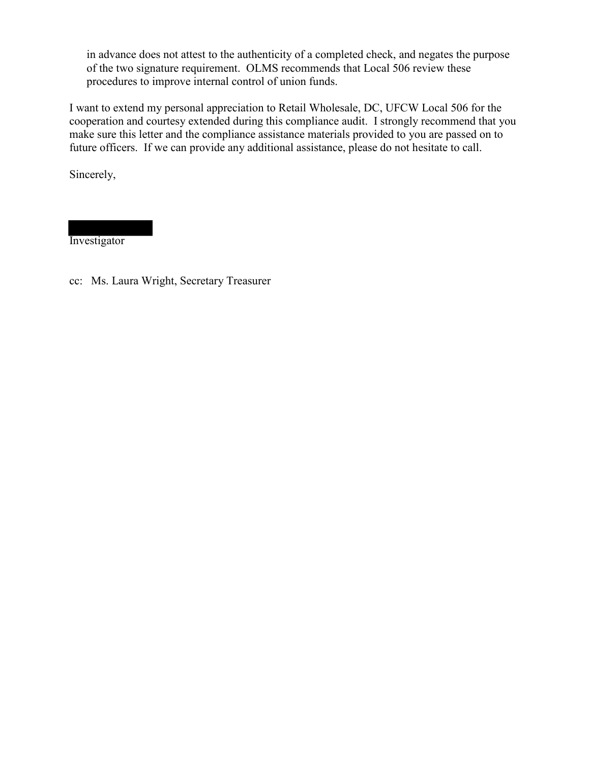in advance does not attest to the authenticity of a completed check, and negates the purpose of the two signature requirement. OLMS recommends that Local 506 review these procedures to improve internal control of union funds.

I want to extend my personal appreciation to Retail Wholesale, DC, UFCW Local 506 for the cooperation and courtesy extended during this compliance audit. I strongly recommend that you make sure this letter and the compliance assistance materials provided to you are passed on to future officers. If we can provide any additional assistance, please do not hesitate to call.

Sincerely,

Investigator

cc: Ms. Laura Wright, Secretary Treasurer